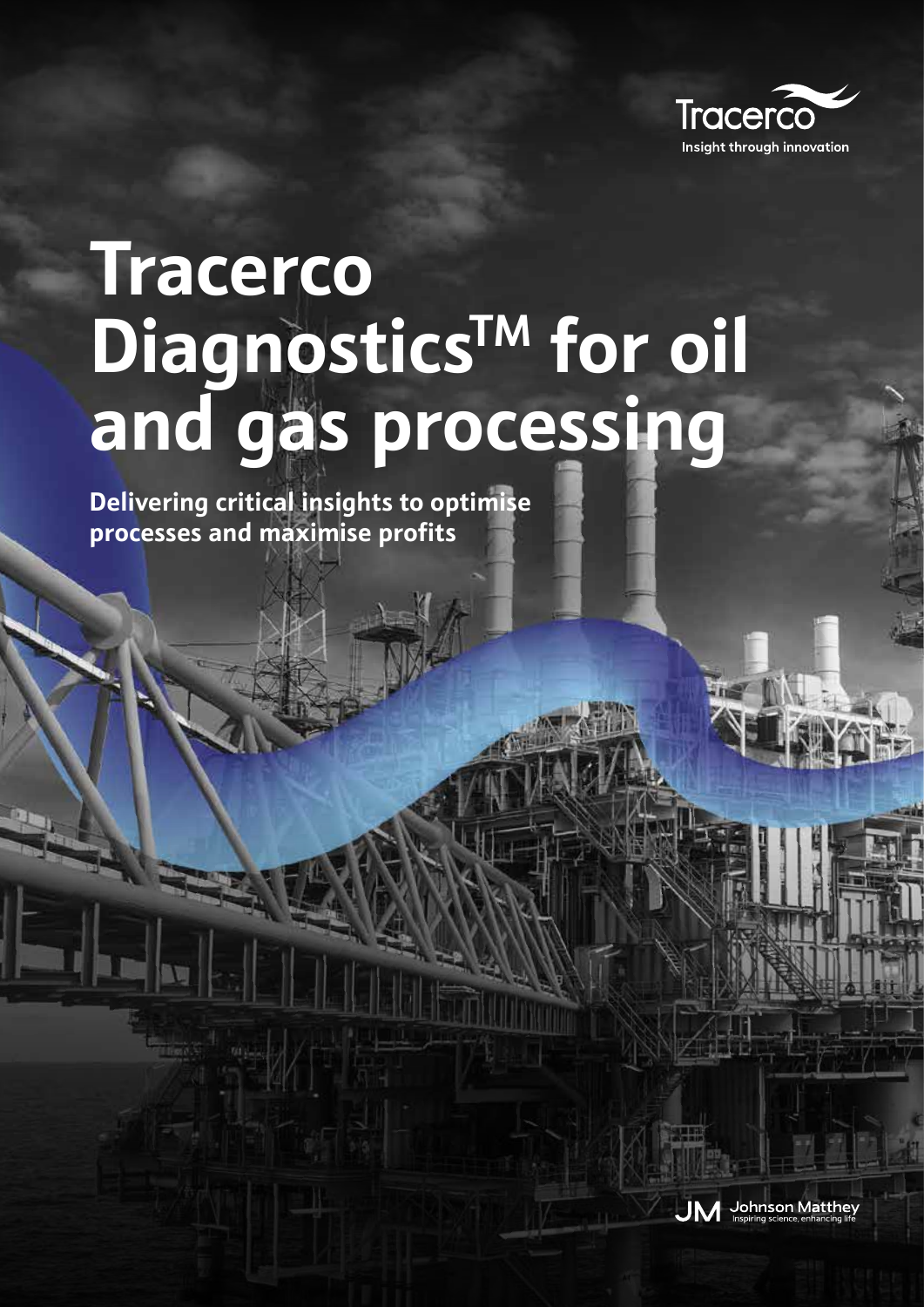Tracerco

Insight through innovation

# Tracerco Diagnostics™ for oil and gas processing

**Delivering critical insights to optimise processes and maximise profits**

Johnson Matthey

Inspiring science, enhancing life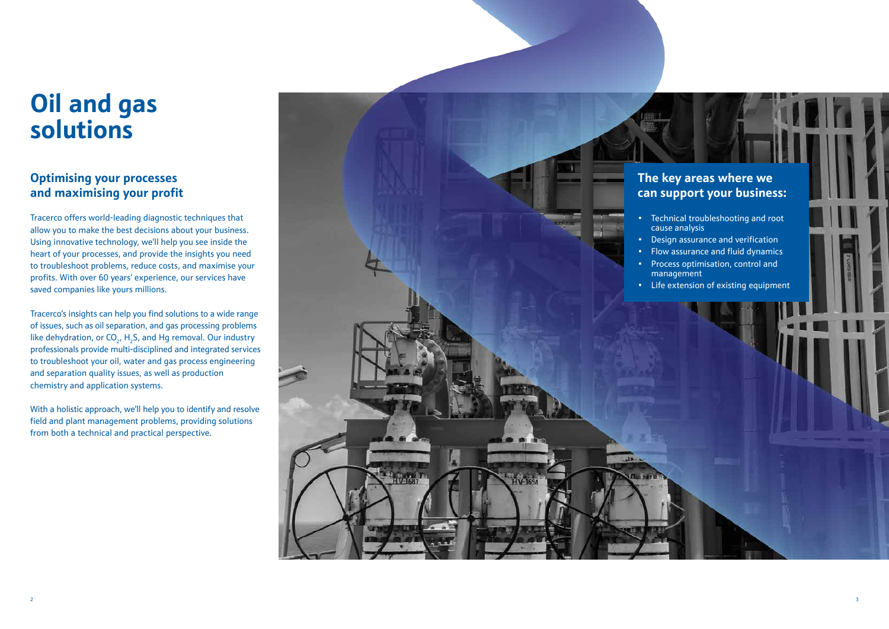# Oil and gas solutions

## Optimising your processes and maximising your profit

Tracerco offers world-leading diagnostic techniques that allow you to make the best decisions about your business. Using innovative technology, we'll help you see inside the heart of your processes, and provide the insights you need to troubleshoot problems, reduce costs, and maximise your profits. With over 60 years' experience, our services have saved companies like yours millions.

Tracerco's insights can help you find solutions to a wide range of issues, such as oil separation, and gas processing problems like dehydration, or $CO_2$, $H_2S$, and Hg removal. Our industry professionals provide multi-disciplined and integrated services to troubleshoot your oil, water and gas process engineering and separation quality issues, as well as production chemistry and application systems.

With a holistic approach, we'll help you to identify and resolve field and plant management problems, providing solutions from both a technical and practical perspective.

## The key areas where we can support your business:

- Technical troubleshooting and root cause analysis
- Design assurance and verification
- Flow assurance and fluid dynamics
- Process optimisation, control and management
- Life extension of existing equipment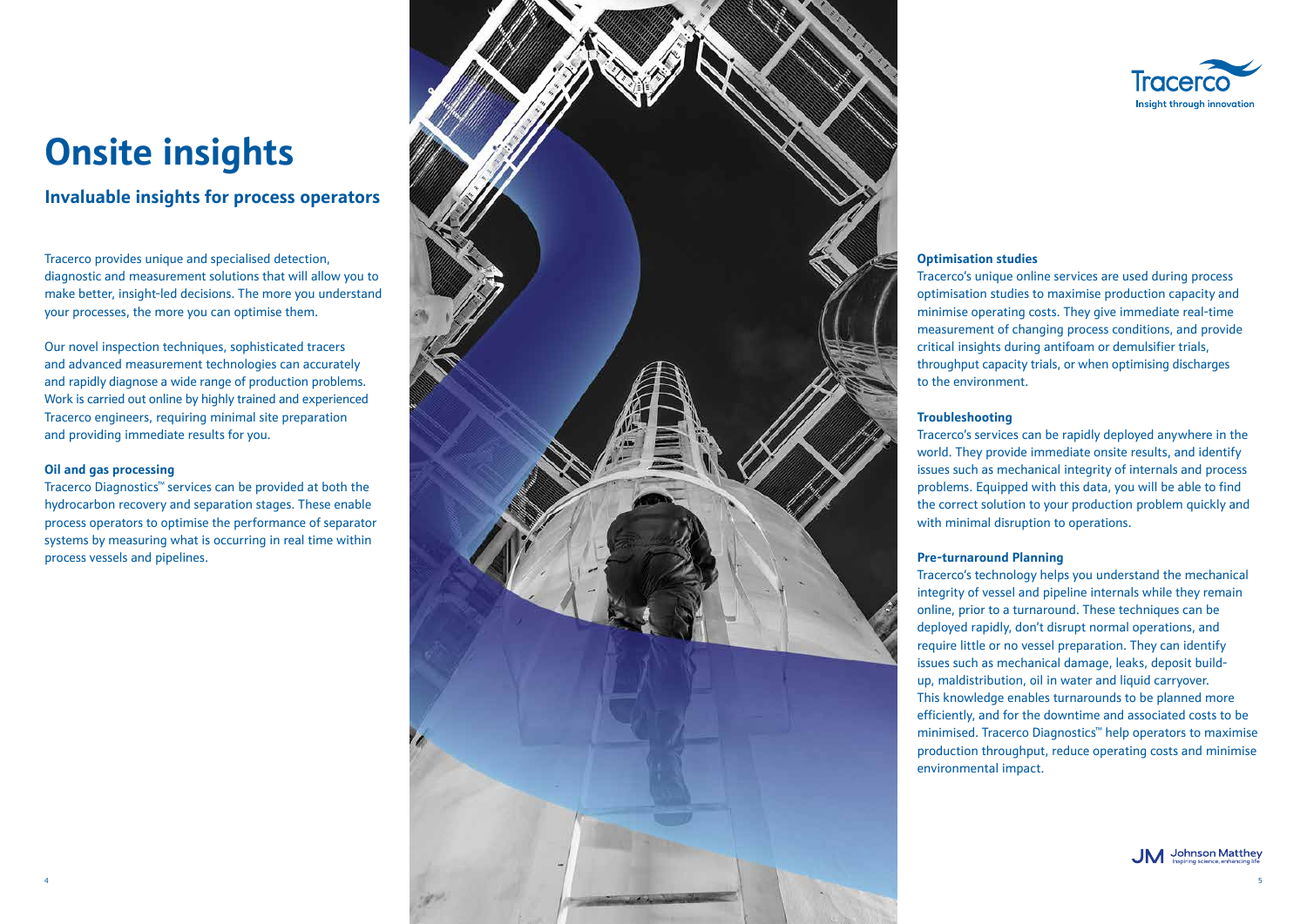# Onsite insights

## Invaluable insights for process operators

Tracerco provides unique and specialised detection, diagnostic and measurement solutions that will allow you to make better, insight-led decisions. The more you understand your processes, the more you can optimise them.

Our novel inspection techniques, sophisticated tracers and advanced measurement technologies can accurately and rapidly diagnose a wide range of production problems. Work is carried out online by highly trained and experienced Tracerco engineers, requiring minimal site preparation and providing immediate results for you.

**Oil and gas processing**

Tracerco Diagnostics™ services can be provided at both the hydrocarbon recovery and separation stages. These enable process operators to optimise the performance of separator systems by measuring what is occurring in real time within process vessels and pipelines.

**Optimisation studies**

Tracerco's unique online services are used during process optimisation studies to maximise production capacity and minimise operating costs. They give immediate real-time measurement of changing process conditions, and provide critical insights during antifoam or demulsifier trials, throughput capacity trials, or when optimising discharges to the environment.

**Troubleshooting**

Tracerco's services can be rapidly deployed anywhere in the world. They provide immediate onsite results, and identify issues such as mechanical integrity of internals and process problems. Equipped with this data, you will be able to find the correct solution to your production problem quickly and with minimal disruption to operations.

**Pre-turnaround Planning**

Tracerco's technology helps you understand the mechanical integrity of vessel and pipeline internals while they remain online, prior to a turnaround. These techniques can be deployed rapidly, don't disrupt normal operations, and require little or no vessel preparation. They can identify issues such as mechanical damage, leaks, deposit build-up, maldistribution, oil in water and liquid carryover. This knowledge enables turnarounds to be planned more efficiently, and for the downtime and associated costs to be minimised. Tracerco Diagnostics™ help operators to maximise production throughput, reduce operating costs and minimise environmental impact.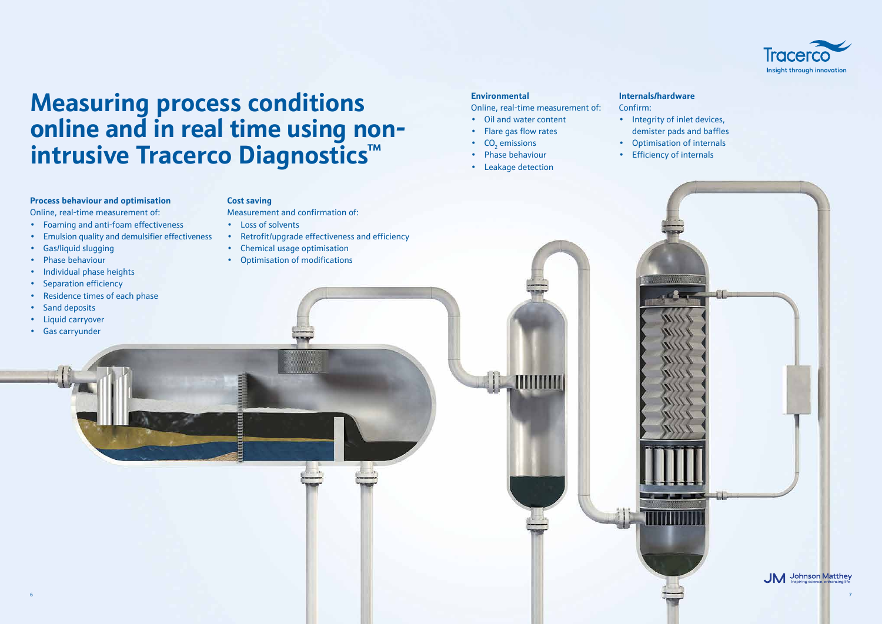# Measuring process conditions online and in real time using non-intrusive Tracerco Diagnostics™

**Process behaviour and optimisation**

Online, real-time measurement of:

- Foaming and anti-foam effectiveness
- Emulsion quality and demulsifier effectiveness
- Gas/liquid slugging
- Phase behaviour
- Individual phase heights
- Separation efficiency
- Residence times of each phase
- Sand deposits
- Liquid carryover
- Gas carryunder

**Cost saving**

Measurement and confirmation of:

- Loss of solvents
- Retrofit/upgrade effectiveness and efficiency
- Chemical usage optimisation
- Optimisation of modifications

**Environmental**

Online, real-time measurement of:

- Oil and water content
- Flare gas flow rates
- $CO_2$ emissions
- Phase behaviour
- Leakage detection

**Internals/hardware**

Confirm:

- Integrity of inlet devices, demister pads and baffles
- Optimisation of internals
- Efficiency of internals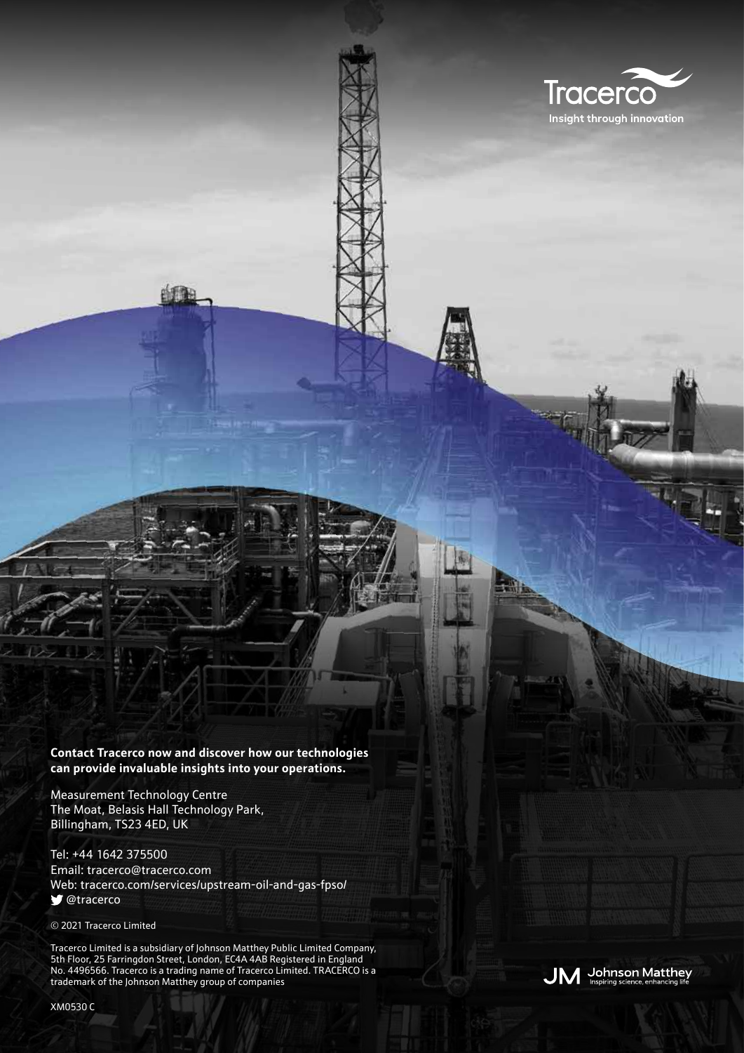Tracerco

Insight through innovation

**Contact Tracerco now and discover how our technologies can provide invaluable insights into your operations.**

Measurement Technology Centre
The Moat, Belasis Hall Technology Park,
Billingham, TS23 4ED, UK

Tel: +44 1642 375500
Email: tracerco@tracerco.com
Web: tracerco.com/services/upstream-oil-and-gas-fpso/
@tracerco

© 2021 Tracerco Limited

Tracerco Limited is a subsidiary of Johnson Matthey Public Limited Company, 5th Floor, 25 Farringdon Street, London, EC4A 4AB Registered in England No. 4496566. Tracerco is a trading name of Tracerco Limited. TRACERCO is a trademark of the Johnson Matthey group of companies

JM Johnson Matthey
Inspiring science, enhancing life

XM0530 C